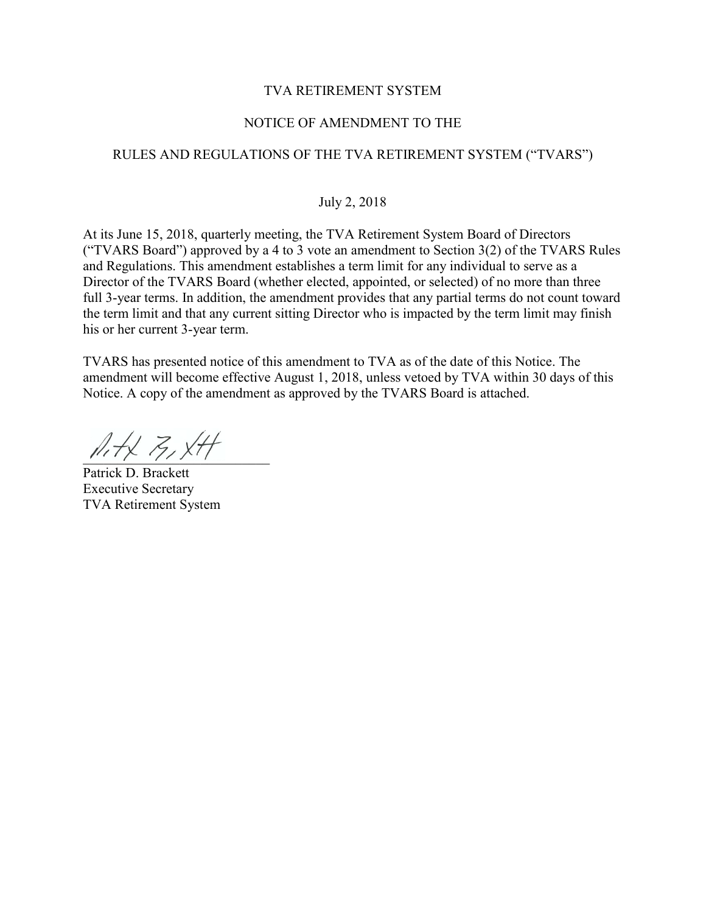# TVA RETIREMENT SYSTEM

## NOTICE OF AMENDMENT TO THE

## RULES AND REGULATIONS OF THE TVA RETIREMENT SYSTEM ("TVARS")

July 2, 2018

At its June 15, 2018, quarterly meeting, the TVA Retirement System Board of Directors ("TVARS Board") approved by a 4 to 3 vote an amendment to Section 3(2) of the TVARS Rules and Regulations. This amendment establishes a term limit for any individual to serve as a Director of the TVARS Board (whether elected, appointed, or selected) of no more than three full 3-year terms. In addition, the amendment provides that any partial terms do not count toward the term limit and that any current sitting Director who is impacted by the term limit may finish his or her current 3-year term.

TVARS has presented notice of this amendment to TVA as of the date of this Notice. The amendment will become effective August 1, 2018, unless vetoed by TVA within 30 days of this Notice. A copy of the amendment as approved by the TVARS Board is attached.

Patrick D. Brackett
Executive Secretary
TVA Retirement System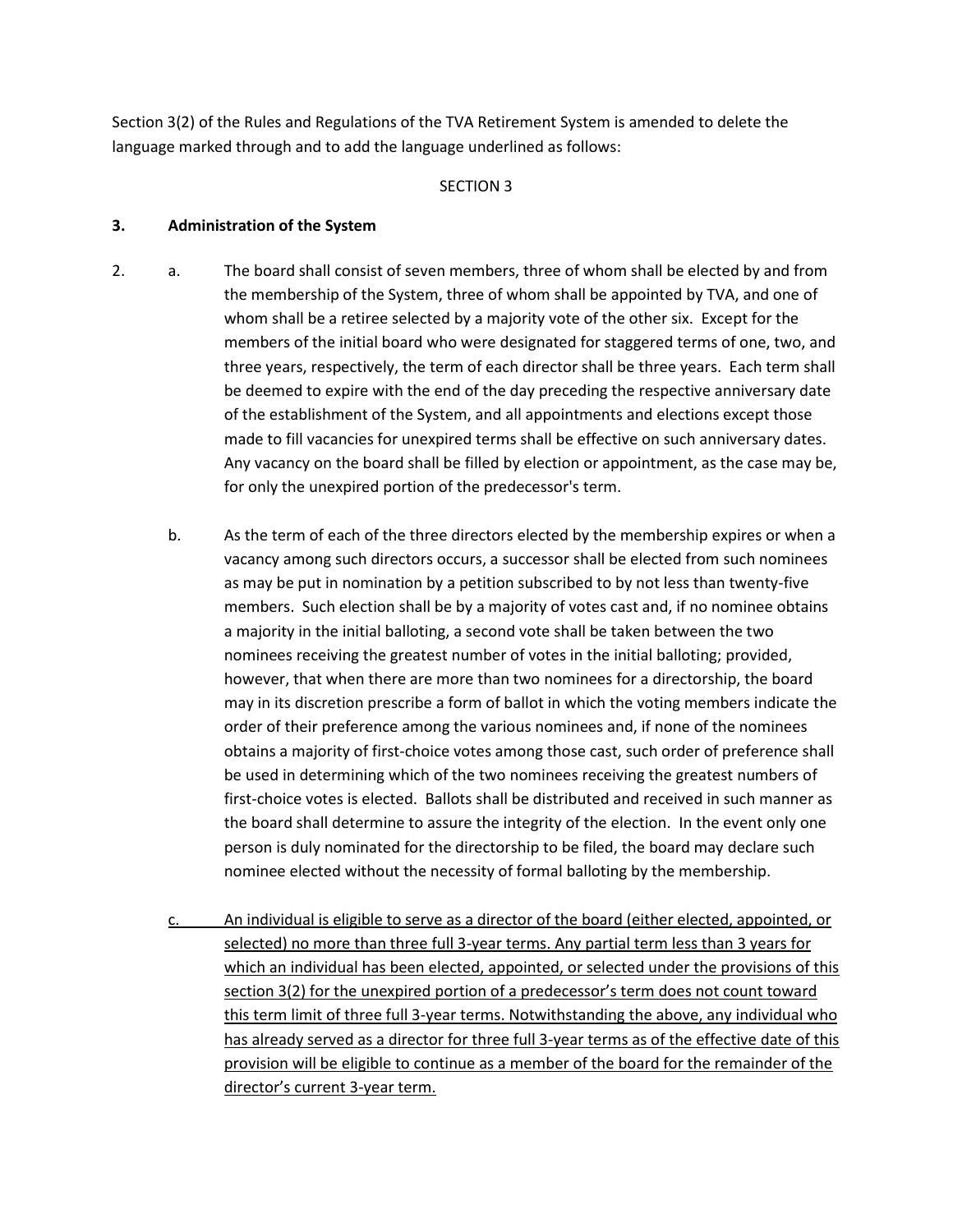Section 3(2) of the Rules and Regulations of the TVA Retirement System is amended to delete the language marked through and to add the language underlined as follows:

SECTION 3

**3. Administration of the System**

2. a. The board shall consist of seven members, three of whom shall be elected by and from the membership of the System, three of whom shall be appointed by TVA, and one of whom shall be a retiree selected by a majority vote of the other six. Except for the members of the initial board who were designated for staggered terms of one, two, and three years, respectively, the term of each director shall be three years. Each term shall be deemed to expire with the end of the day preceding the respective anniversary date of the establishment of the System, and all appointments and elections except those made to fill vacancies for unexpired terms shall be effective on such anniversary dates. Any vacancy on the board shall be filled by election or appointment, as the case may be, for only the unexpired portion of the predecessor's term.

   b. As the term of each of the three directors elected by the membership expires or when a vacancy among such directors occurs, a successor shall be elected from such nominees as may be put in nomination by a petition subscribed to by not less than twenty-five members. Such election shall be by a majority of votes cast and, if no nominee obtains a majority in the initial balloting, a second vote shall be taken between the two nominees receiving the greatest number of votes in the initial balloting; provided, however, that when there are more than two nominees for a directorship, the board may in its discretion prescribe a form of ballot in which the voting members indicate the order of their preference among the various nominees and, if none of the nominees obtains a majority of first-choice votes among those cast, such order of preference shall be used in determining which of the two nominees receiving the greatest numbers of first-choice votes is elected. Ballots shall be distributed and received in such manner as the board shall determine to assure the integrity of the election. In the event only one person is duly nominated for the directorship to be filed, the board may declare such nominee elected without the necessity of formal balloting by the membership.

   <u>c. An individual is eligible to serve as a director of the board (either elected, appointed, or selected) no more than three full 3-year terms. Any partial term less than 3 years for which an individual has been elected, appointed, or selected under the provisions of this section 3(2) for the unexpired portion of a predecessor's term does not count toward this term limit of three full 3-year terms. Notwithstanding the above, any individual who has already served as a director for three full 3-year terms as of the effective date of this provision will be eligible to continue as a member of the board for the remainder of the director's current 3-year term.</u>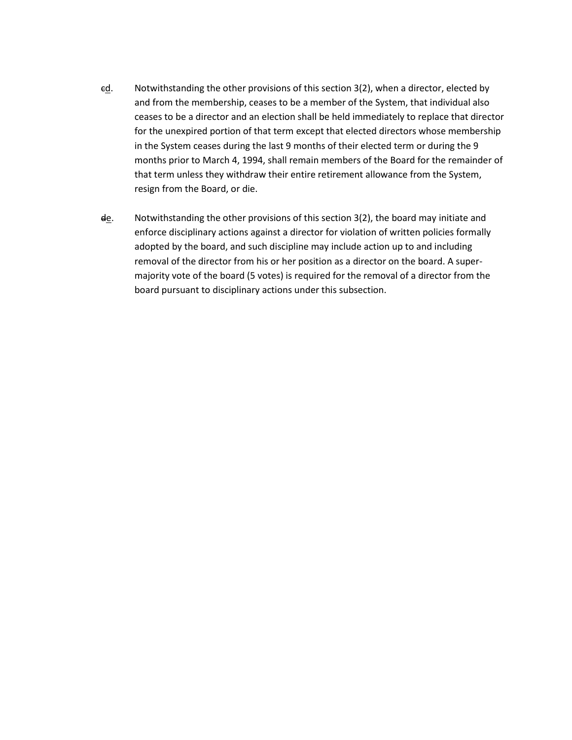~~c~~d. Notwithstanding the other provisions of this section 3(2), when a director, elected by and from the membership, ceases to be a member of the System, that individual also ceases to be a director and an election shall be held immediately to replace that director for the unexpired portion of that term except that elected directors whose membership in the System ceases during the last 9 months of their elected term or during the 9 months prior to March 4, 1994, shall remain members of the Board for the remainder of that term unless they withdraw their entire retirement allowance from the System, resign from the Board, or die.

~~d~~e. Notwithstanding the other provisions of this section 3(2), the board may initiate and enforce disciplinary actions against a director for violation of written policies formally adopted by the board, and such discipline may include action up to and including removal of the director from his or her position as a director on the board. A super-majority vote of the board (5 votes) is required for the removal of a director from the board pursuant to disciplinary actions under this subsection.